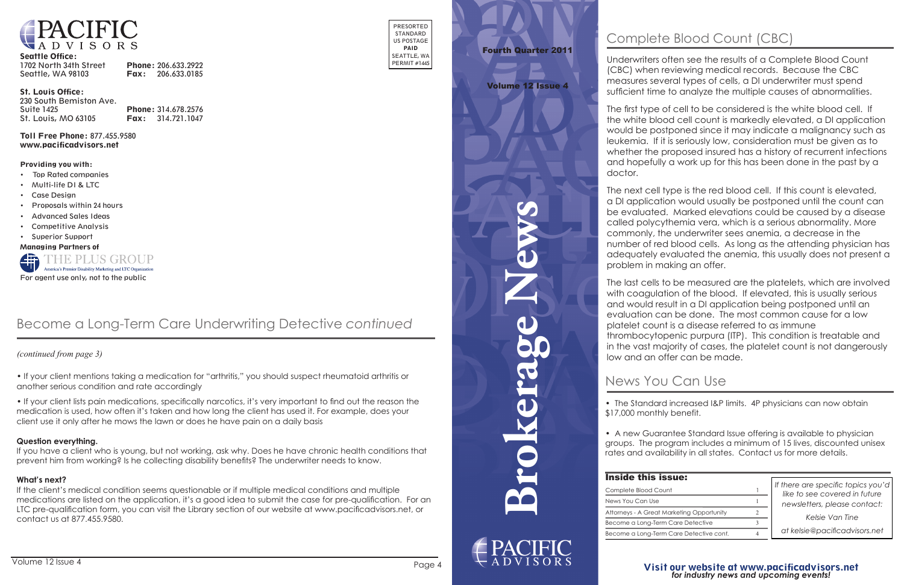# PACIFIC ADVISORS

**Seattle Office:**
1702 North 34th Street
Seattle, WA 98103
**Phone:** 206.633.2922
**Fax:** 206.633.0185

**St. Louis Office:**
230 South Bemiston Ave.
Suite 1425
St. Louis, MO 63105
**Phone:** 314.678.2576
**Fax:** 314.721.1047

**Toll Free Phone:** 877.455.9580
**www.pacificadvisors.net**

**Providing you with:**

- Top Rated companies
- Multi-life DI & LTC
- Case Design
- Proposals within 24 hours
- Advanced Sales Ideas
- Competitive Analysis
- Superior Support

**Managing Partners of**
THE PLUS GROUP
America's Premier Disability Marketing and LTC Organization

For agent use only, not to the public

PRESORTED STANDARD US POSTAGE **PAID** SEATTLE, WA PERMIT #1445

## Become a Long-Term Care Underwriting Detective *continued*

*(continued from page 3)*

• If your client mentions taking a medication for "arthritis," you should suspect rheumatoid arthritis or another serious condition and rate accordingly

• If your client lists pain medications, specifically narcotics, it's very important to find out the reason the medication is used, how often it's taken and how long the client has used it. For example, does your client use it only after he mows the lawn or does he have pain on a daily basis

**Question everything.**

If you have a client who is young, but not working, ask why. Does he have chronic health conditions that prevent him from working? Is he collecting disability benefits? The underwriter needs to know.

**What's next?**

If the client's medical condition seems questionable or if multiple medical conditions and multiple medications are listed on the application, it's a good idea to submit the case for pre-qualification. For an LTC pre-qualification form, you can visit the Library section of our website at www.pacificadvisors.net, or contact us at 877.455.9580.

**Fourth Quarter 2011**

**Volume 12 Issue 4**

# Brokerage News

PACIFIC ADVISORS

## Complete Blood Count (CBC)

Underwriters often see the results of a Complete Blood Count (CBC) when reviewing medical records. Because the CBC measures several types of cells, a DI underwriter must spend sufficient time to analyze the multiple causes of abnormalities.

The first type of cell to be considered is the white blood cell. If the white blood cell count is markedly elevated, a DI application would be postponed since it may indicate a malignancy such as leukemia. If it is seriously low, consideration must be given as to whether the proposed insured has a history of recurrent infections and hopefully a work up for this has been done in the past by a doctor.

The next cell type is the red blood cell. If this count is elevated, a DI application would usually be postponed until the count can be evaluated. Marked elevations could be caused by a disease called polycythemia vera, which is a serious abnormality. More commonly, the underwriter sees anemia, a decrease in the number of red blood cells. As long as the attending physician has adequately evaluated the anemia, this usually does not present a problem in making an offer.

The last cells to be measured are the platelets, which are involved with coagulation of the blood. If elevated, this is usually serious and would result in a DI application being postponed until an evaluation can be done. The most common cause for a low platelet count is a disease referred to as immune thrombocytopenic purpura (ITP). This condition is treatable and in the vast majority of cases, the platelet count is not dangerously low and an offer can be made.

## News You Can Use

• The Standard increased I&P limits. 4P physicians can now obtain $17,000 monthly benefit.

• A new Guarantee Standard Issue offering is available to physician groups. The program includes a minimum of 15 lives, discounted unisex rates and availability in all states. Contact us for more details.

### Inside this issue:

| | |
|---|---|
| Complete Blood Count | 1 |
| News You Can Use | 1 |
| Attorneys - A Great Marketing Opportunity | 2 |
| Become a Long-Term Care Detective | 3 |
| Become a Long-Term Care Detective *cont.* | 4 |

*If there are specific topics you'd like to see covered in future newsletters, please contact:*

*Kelsie Van Tine*

*at kelsie@pacificadvisors.net*

**Visit our website at www.pacificadvisors.net**
***for industry news and upcoming events!***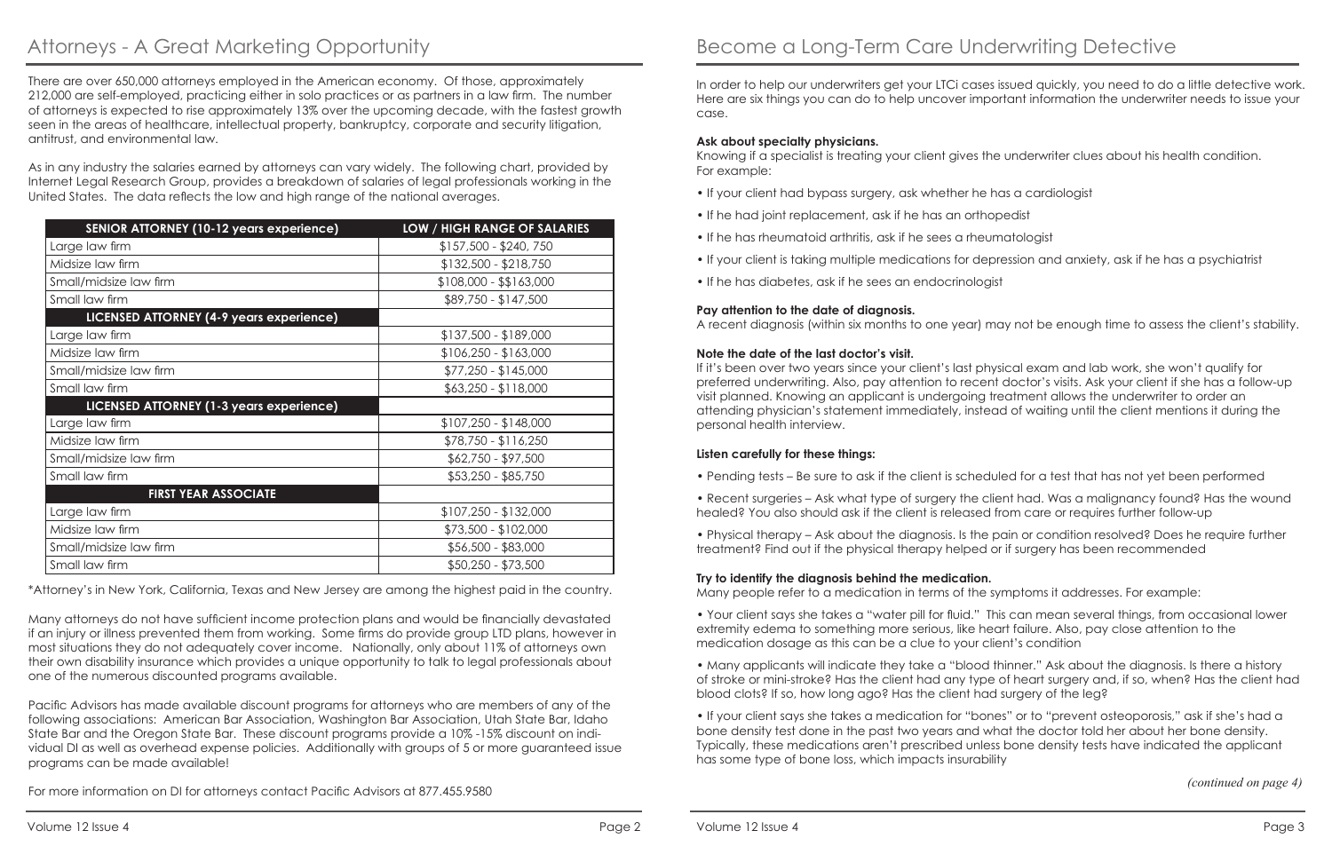# Attorneys - A Great Marketing Opportunity

There are over 650,000 attorneys employed in the American economy. Of those, approximately 212,000 are self-employed, practicing either in solo practices or as partners in a law firm. The number of attorneys is expected to rise approximately 13% over the upcoming decade, with the fastest growth seen in the areas of healthcare, intellectual property, bankruptcy, corporate and security litigation, antitrust, and environmental law.

As in any industry the salaries earned by attorneys can vary widely. The following chart, provided by Internet Legal Research Group, provides a breakdown of salaries of legal professionals working in the United States. The data reflects the low and high range of the national averages.

| SENIOR ATTORNEY (10-12 years experience) | LOW / HIGH RANGE OF SALARIES |
|---|---|
| Large law firm | $157,500 - $240, 750 |
| Midsize law firm | $132,500 - $218,750 |
| Small/midsize law firm | $108,000 - $$163,000 |
| Small law firm | $89,750 - $147,500 |
| **LICENSED ATTORNEY (4-9 years experience)** | |
| Large law firm | $137,500 - $189,000 |
| Midsize law firm | $106,250 - $163,000 |
| Small/midsize law firm | $77,250 - $145,000 |
| Small law firm | $63,250 - $118,000 |
| **LICENSED ATTORNEY (1-3 years experience)** | |
| Large law firm | $107,250 - $148,000 |
| Midsize law firm | $78,750 - $116,250 |
| Small/midsize law firm | $62,750 - $97,500 |
| Small law firm | $53,250 - $85,750 |
| **FIRST YEAR ASSOCIATE** | |
| Large law firm | $107,250 - $132,000 |
| Midsize law firm | $73,500 - $102,000 |
| Small/midsize law firm | $56,500 - $83,000 |
| Small law firm | $50,250 - $73,500 |

*Attorney's in New York, California, Texas and New Jersey are among the highest paid in the country.

Many attorneys do not have sufficient income protection plans and would be financially devastated if an injury or illness prevented them from working. Some firms do provide group LTD plans, however in most situations they do not adequately cover income. Nationally, only about 11% of attorneys own their own disability insurance which provides a unique opportunity to talk to legal professionals about one of the numerous discounted programs available.

Pacific Advisors has made available discount programs for attorneys who are members of any of the following associations: American Bar Association, Washington Bar Association, Utah State Bar, Idaho State Bar and the Oregon State Bar. These discount programs provide a 10% -15% discount on individual DI as well as overhead expense policies. Additionally with groups of 5 or more guaranteed issue programs can be made available!

For more information on DI for attorneys contact Pacific Advisors at 877.455.9580

# Become a Long-Term Care Underwriting Detective

In order to help our underwriters get your LTCi cases issued quickly, you need to do a little detective work. Here are six things you can do to help uncover important information the underwriter needs to issue your case.

**Ask about specialty physicians.**
Knowing if a specialist is treating your client gives the underwriter clues about his health condition. For example:

- If your client had bypass surgery, ask whether he has a cardiologist
- If he had joint replacement, ask if he has an orthopedist
- If he has rheumatoid arthritis, ask if he sees a rheumatologist
- If your client is taking multiple medications for depression and anxiety, ask if he has a psychiatrist
- If he has diabetes, ask if he sees an endocrinologist

**Pay attention to the date of diagnosis.**
A recent diagnosis (within six months to one year) may not be enough time to assess the client's stability.

**Note the date of the last doctor's visit.**
If it's been over two years since your client's last physical exam and lab work, she won't qualify for preferred underwriting. Also, pay attention to recent doctor's visits. Ask your client if she has a follow-up visit planned. Knowing an applicant is undergoing treatment allows the underwriter to order an attending physician's statement immediately, instead of waiting until the client mentions it during the personal health interview.

**Listen carefully for these things:**

- Pending tests – Be sure to ask if the client is scheduled for a test that has not yet been performed
- Recent surgeries – Ask what type of surgery the client had. Was a malignancy found? Has the wound healed? You also should ask if the client is released from care or requires further follow-up
- Physical therapy – Ask about the diagnosis. Is the pain or condition resolved? Does he require further treatment? Find out if the physical therapy helped or if surgery has been recommended

**Try to identify the diagnosis behind the medication.**
Many people refer to a medication in terms of the symptoms it addresses. For example:

- Your client says she takes a "water pill for fluid." This can mean several things, from occasional lower extremity edema to something more serious, like heart failure. Also, pay close attention to the medication dosage as this can be a clue to your client's condition
- Many applicants will indicate they take a "blood thinner." Ask about the diagnosis. Is there a history of stroke or mini-stroke? Has the client had any type of heart surgery and, if so, when? Has the client had blood clots? If so, how long ago? Has the client had surgery of the leg?
- If your client says she takes a medication for "bones" or to "prevent osteoporosis," ask if she's had a bone density test done in the past two years and what the doctor told her about her bone density. Typically, these medications aren't prescribed unless bone density tests have indicated the applicant has some type of bone loss, which impacts insurability

*(continued on page 4)*